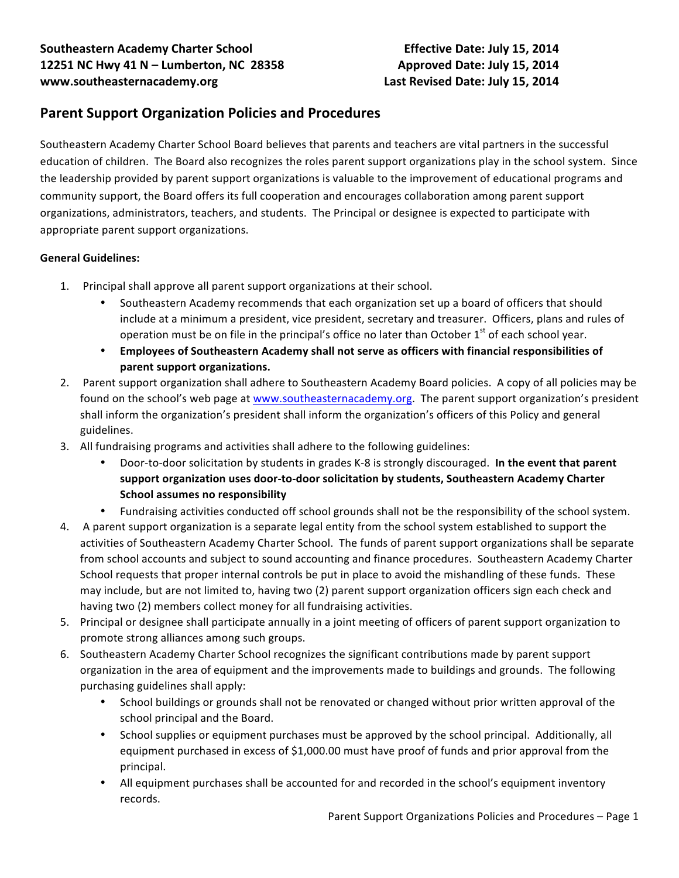**Southeastern Academy Charter School**
**12251 NC Hwy 41 N – Lumberton, NC 28358**
**www.southeasternacademy.org**

**Effective Date: July 15, 2014**
**Approved Date: July 15, 2014**
**Last Revised Date: July 15, 2014**

## Parent Support Organization Policies and Procedures

Southeastern Academy Charter School Board believes that parents and teachers are vital partners in the successful education of children. The Board also recognizes the roles parent support organizations play in the school system. Since the leadership provided by parent support organizations is valuable to the improvement of educational programs and community support, the Board offers its full cooperation and encourages collaboration among parent support organizations, administrators, teachers, and students. The Principal or designee is expected to participate with appropriate parent support organizations.

**General Guidelines:**

1. Principal shall approve all parent support organizations at their school.
   - Southeastern Academy recommends that each organization set up a board of officers that should include at a minimum a president, vice president, secretary and treasurer. Officers, plans and rules of operation must be on file in the principal's office no later than October 1st of each school year.
   - **Employees of Southeastern Academy shall not serve as officers with financial responsibilities of parent support organizations.**
2. Parent support organization shall adhere to Southeastern Academy Board policies. A copy of all policies may be found on the school's web page at www.southeasternacademy.org. The parent support organization's president shall inform the organization's president shall inform the organization's officers of this Policy and general guidelines.
3. All fundraising programs and activities shall adhere to the following guidelines:
   - Door-to-door solicitation by students in grades K-8 is strongly discouraged. **In the event that parent support organization uses door-to-door solicitation by students, Southeastern Academy Charter School assumes no responsibility**
   - Fundraising activities conducted off school grounds shall not be the responsibility of the school system.
4. A parent support organization is a separate legal entity from the school system established to support the activities of Southeastern Academy Charter School. The funds of parent support organizations shall be separate from school accounts and subject to sound accounting and finance procedures. Southeastern Academy Charter School requests that proper internal controls be put in place to avoid the mishandling of these funds. These may include, but are not limited to, having two (2) parent support organization officers sign each check and having two (2) members collect money for all fundraising activities.
5. Principal or designee shall participate annually in a joint meeting of officers of parent support organization to promote strong alliances among such groups.
6. Southeastern Academy Charter School recognizes the significant contributions made by parent support organization in the area of equipment and the improvements made to buildings and grounds. The following purchasing guidelines shall apply:
   - School buildings or grounds shall not be renovated or changed without prior written approval of the school principal and the Board.
   - School supplies or equipment purchases must be approved by the school principal. Additionally, all equipment purchased in excess of $1,000.00 must have proof of funds and prior approval from the principal.
   - All equipment purchases shall be accounted for and recorded in the school's equipment inventory records.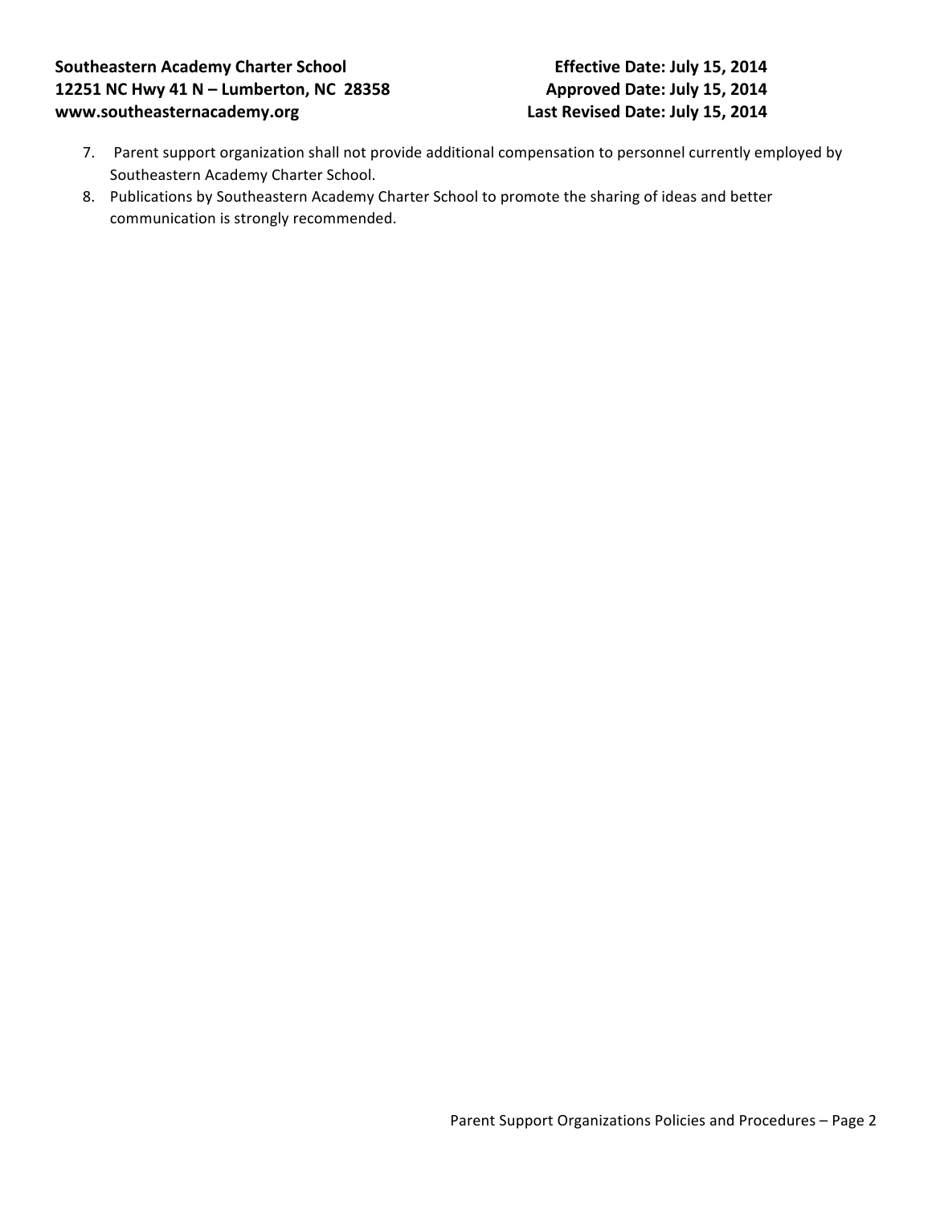7. Parent support organization shall not provide additional compensation to personnel currently employed by Southeastern Academy Charter School.
8. Publications by Southeastern Academy Charter School to promote the sharing of ideas and better communication is strongly recommended.